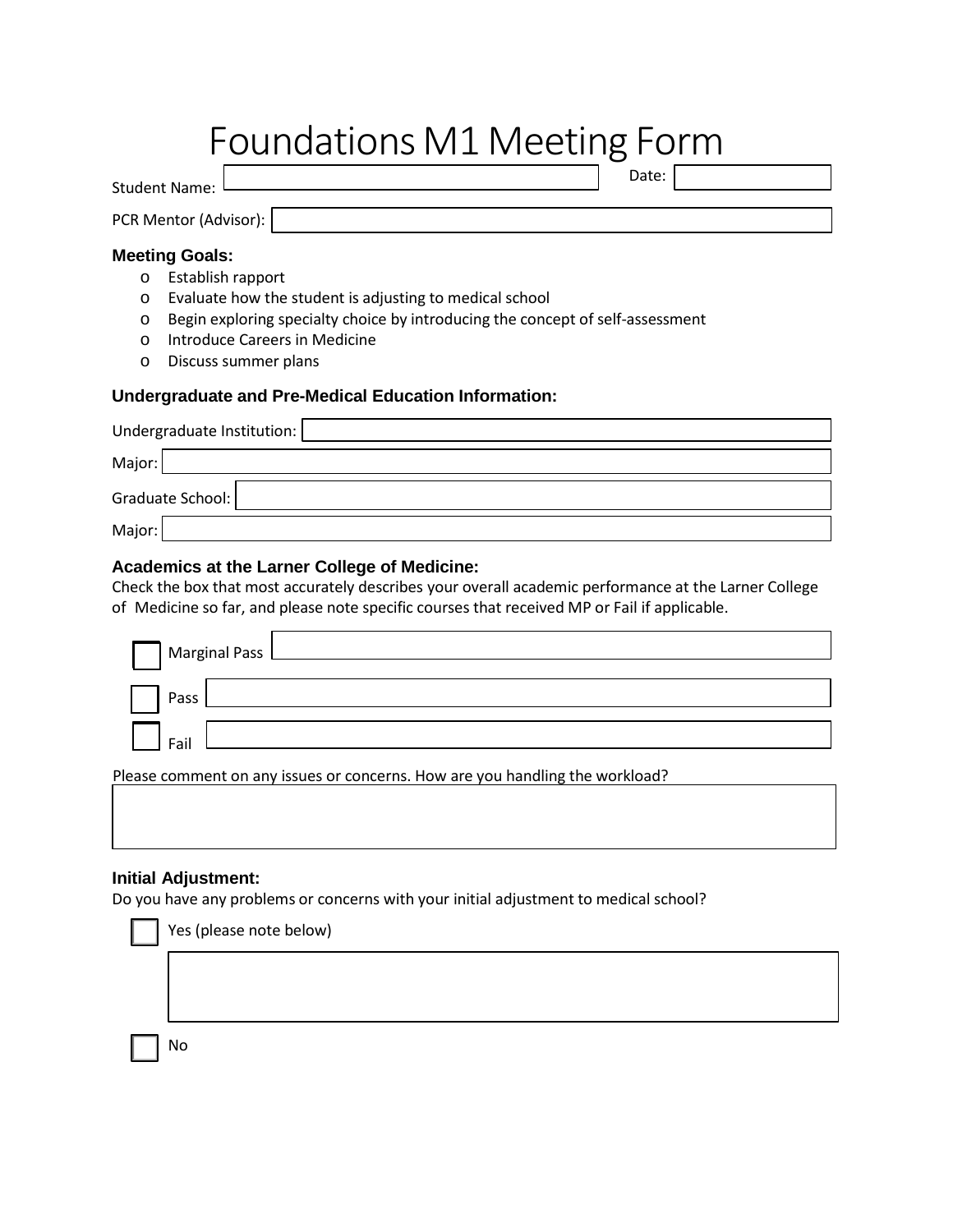# Foundations M1 Meeting Form

Student Name: ______________________ Date: ____________

PCR Mentor (Advisor): ______________________

### Meeting Goals:

- Establish rapport
- Evaluate how the student is adjusting to medical school
- Begin exploring specialty choice by introducing the concept of self-assessment
- Introduce Careers in Medicine
- Discuss summer plans

### Undergraduate and Pre-Medical Education Information:

Undergraduate Institution: ______________________

Major: ______________________

Graduate School: ______________________

Major: ______________________

### Academics at the Larner College of Medicine:

Check the box that most accurately describes your overall academic performance at the Larner College of Medicine so far, and please note specific courses that received MP or Fail if applicable.

- [ ] Marginal Pass ______________________
- [ ] Pass ______________________
- [ ] Fail ______________________

Please comment on any issues or concerns. How are you handling the workload?

______________________

### Initial Adjustment:

Do you have any problems or concerns with your initial adjustment to medical school?

- [ ] Yes (please note below)

______________________

- [ ] No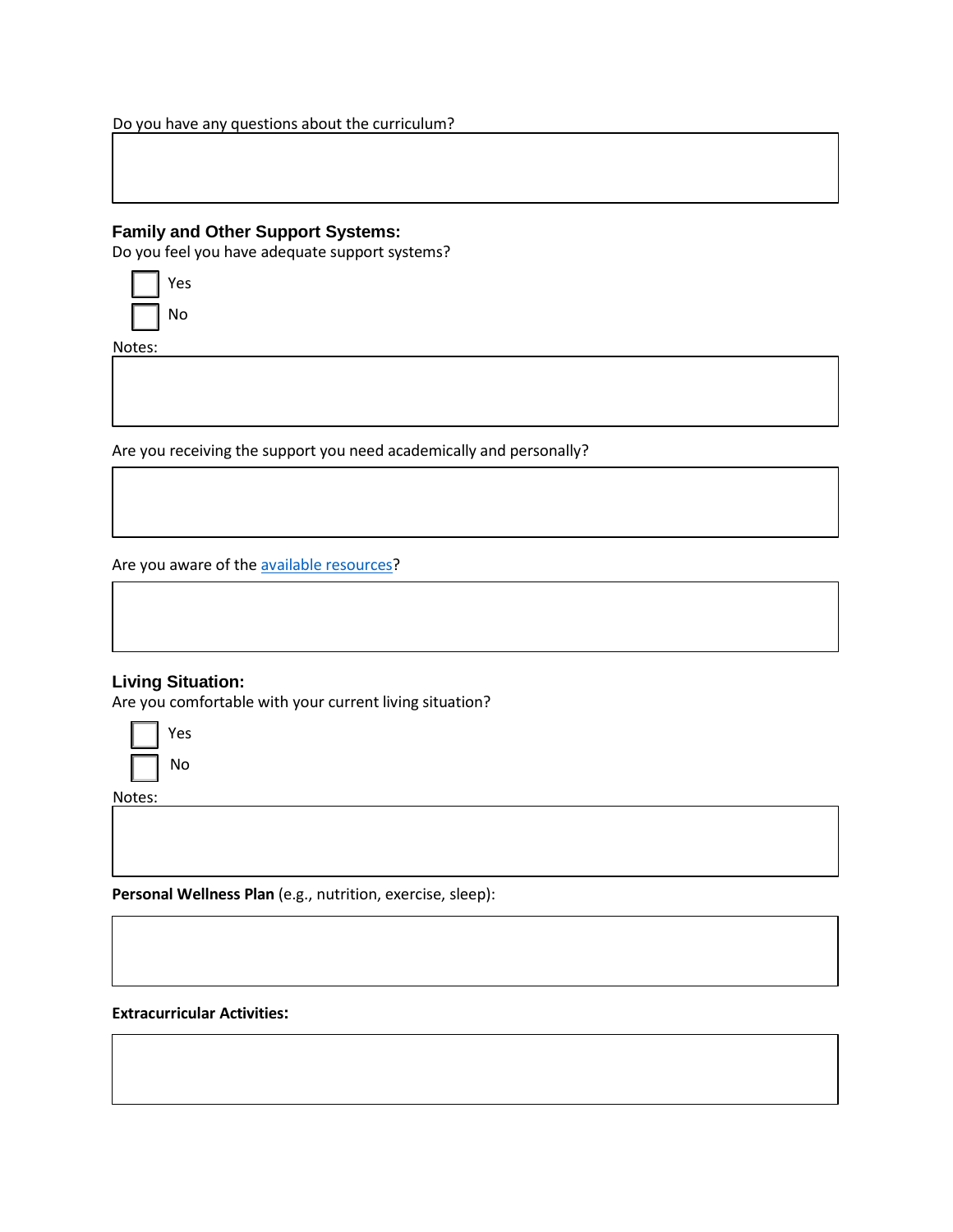Do you have any questions about the curriculum?

### Family and Other Support Systems:

Do you feel you have adequate support systems?

- [ ] Yes
- [ ] No

Notes:

Are you receiving the support you need academically and personally?

Are you aware of the available resources?

### Living Situation:

Are you comfortable with your current living situation?

- [ ] Yes
- [ ] No

Notes:

**Personal Wellness Plan** (e.g., nutrition, exercise, sleep):

**Extracurricular Activities:**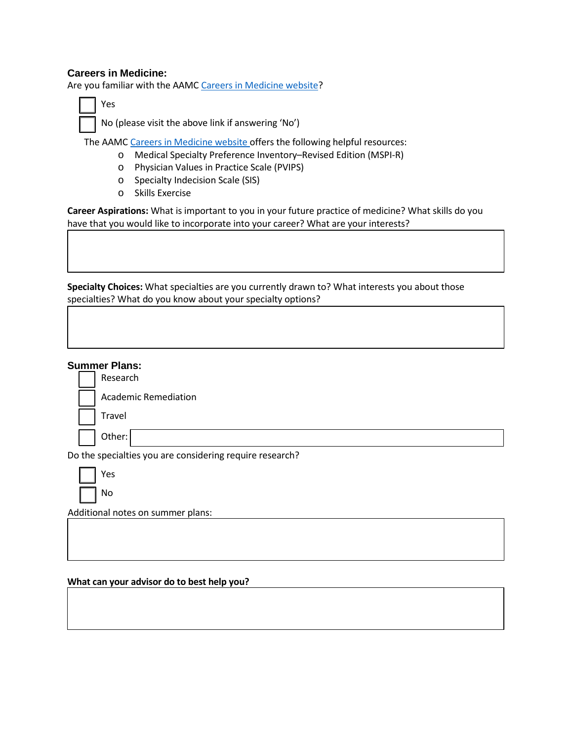## Careers in Medicine:

Are you familiar with the AAMC [Careers in Medicine website]?

- [ ] Yes
- [ ] No (please visit the above link if answering 'No')

The AAMC [Careers in Medicine website] offers the following helpful resources:

- Medical Specialty Preference Inventory–Revised Edition (MSPI-R)
- Physician Values in Practice Scale (PVIPS)
- Specialty Indecision Scale (SIS)
- Skills Exercise

**Career Aspirations:** What is important to you in your future practice of medicine? What skills do you have that you would like to incorporate into your career? What are your interests?

|   |
|---|
|   |

**Specialty Choices:** What specialties are you currently drawn to? What interests you about those specialties? What do you know about your specialty options?

|   |
|---|
|   |

## Summer Plans:

- [ ] Research
- [ ] Academic Remediation
- [ ] Travel
- [ ] Other: ____________________

Do the specialties you are considering require research?

- [ ] Yes
- [ ] No

Additional notes on summer plans:

|   |
|---|
|   |

**What can your advisor do to best help you?**

|   |
|---|
|   |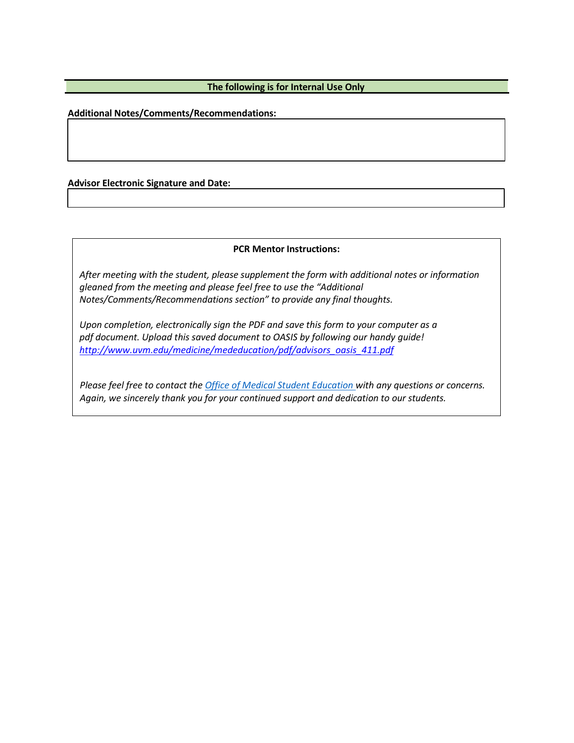**The following is for Internal Use Only**

**Additional Notes/Comments/Recommendations:**

**Advisor Electronic Signature and Date:**

**PCR Mentor Instructions:**

*After meeting with the student, please supplement the form with additional notes or information gleaned from the meeting and please feel free to use the "Additional Notes/Comments/Recommendations section" to provide any final thoughts.*

*Upon completion, electronically sign the PDF and save this form to your computer as a pdf document. Upload this saved document to OASIS by following our handy guide!* *[http://www.uvm.edu/medicine/mededucation/pdf/advisors_oasis_411.pdf](http://www.uvm.edu/medicine/mededucation/pdf/advisors_oasis_411.pdf)*

*Please feel free to contact the Office of Medical Student Education with any questions or concerns. Again, we sincerely thank you for your continued support and dedication to our students.*